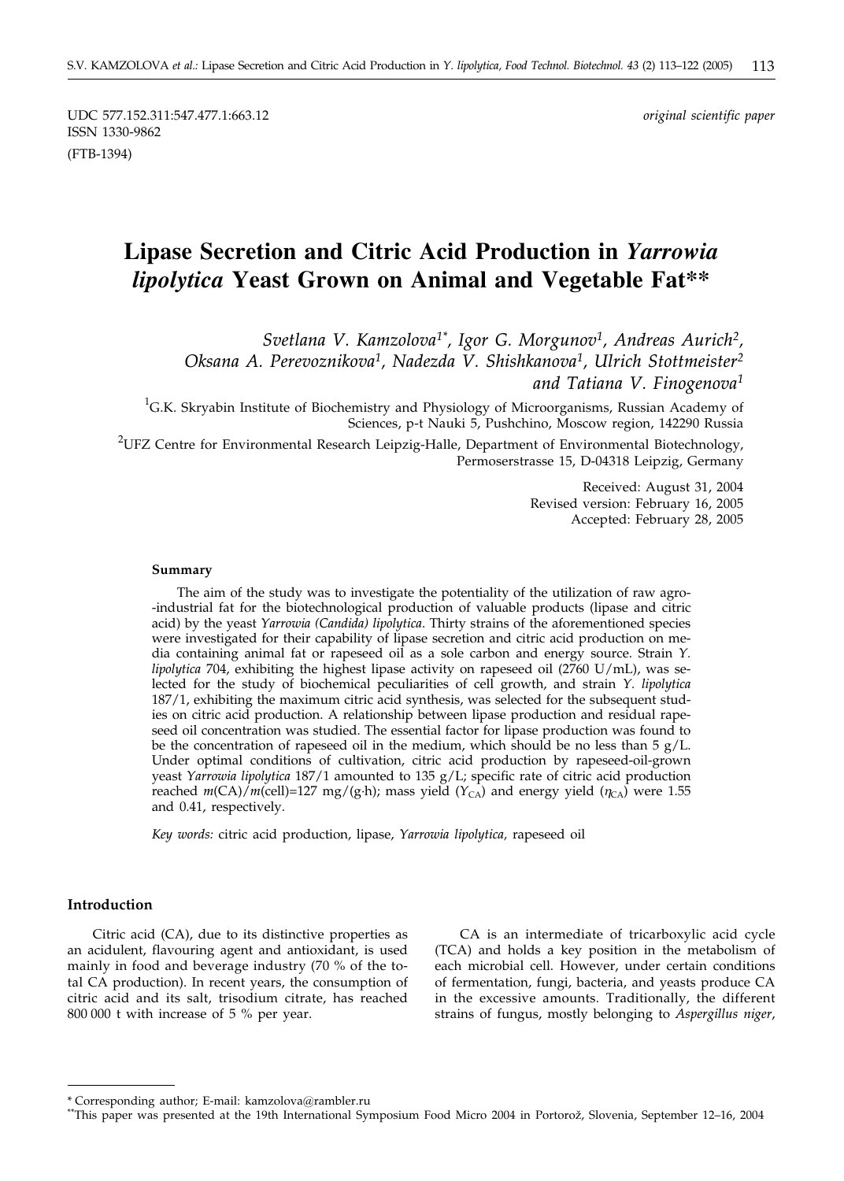UDC 577.152.311:547.477.1:663.12
ISSN 1330-9862
(FTB-1394)

*original scientific paper*

# Lipase Secretion and Citric Acid Production in *Yarrowia lipolytica* Yeast Grown on Animal and Vegetable Fat**

*Svetlana V. Kamzolova[1*], Igor G. Morgunov[1], Andreas Aurich[2], Oksana A. Perevoznikova[1], Nadezda V. Shishkanova[1], Ulrich Stottmeister[2] and Tatiana V. Finogenova[1]*

[1]G.K. Skryabin Institute of Biochemistry and Physiology of Microorganisms, Russian Academy of Sciences, p-t Nauki 5, Pushchino, Moscow region, 142290 Russia

[2]UFZ Centre for Environmental Research Leipzig-Halle, Department of Environmental Biotechnology, Permoserstrasse 15, D-04318 Leipzig, Germany

Received: August 31, 2004
Revised version: February 16, 2005
Accepted: February 28, 2005

**Summary**

The aim of the study was to investigate the potentiality of the utilization of raw agro-industrial fat for the biotechnological production of valuable products (lipase and citric acid) by the yeast *Yarrowia (Candida) lipolytica*. Thirty strains of the aforementioned species were investigated for their capability of lipase secretion and citric acid production on media containing animal fat or rapeseed oil as a sole carbon and energy source. Strain *Y. lipolytica* 704, exhibiting the highest lipase activity on rapeseed oil (2760 U/mL), was selected for the study of biochemical peculiarities of cell growth, and strain *Y. lipolytica* 187/1, exhibiting the maximum citric acid synthesis, was selected for the subsequent studies on citric acid production. A relationship between lipase production and residual rapeseed oil concentration was studied. The essential factor for lipase production was found to be the concentration of rapeseed oil in the medium, which should be no less than 5 g/L. Under optimal conditions of cultivation, citric acid production by rapeseed-oil-grown yeast *Yarrowia lipolytica* 187/1 amounted to 135 g/L; specific rate of citric acid production reached $m(\mathrm{CA})/m(\mathrm{cell})$=127 mg/(g·h); mass yield ($Y_{\mathrm{CA}}$) and energy yield ($\eta_{\mathrm{CA}}$) were 1.55 and 0.41, respectively.

*Key words:* citric acid production, lipase, *Yarrowia lipolytica*, rapeseed oil

## Introduction

Citric acid (CA), due to its distinctive properties as an acidulent, flavouring agent and antioxidant, is used mainly in food and beverage industry (70 % of the total CA production). In recent years, the consumption of citric acid and its salt, trisodium citrate, has reached 800 000 t with increase of 5 % per year.

CA is an intermediate of tricarboxylic acid cycle (TCA) and holds a key position in the metabolism of each microbial cell. However, under certain conditions of fermentation, fungi, bacteria, and yeasts produce CA in the excessive amounts. Traditionally, the different strains of fungus, mostly belonging to *Aspergillus niger*,

---

\* Corresponding author; E-mail: kamzolova@rambler.ru

\*\*This paper was presented at the 19th International Symposium Food Micro 2004 in Portorož, Slovenia, September 12–16, 2004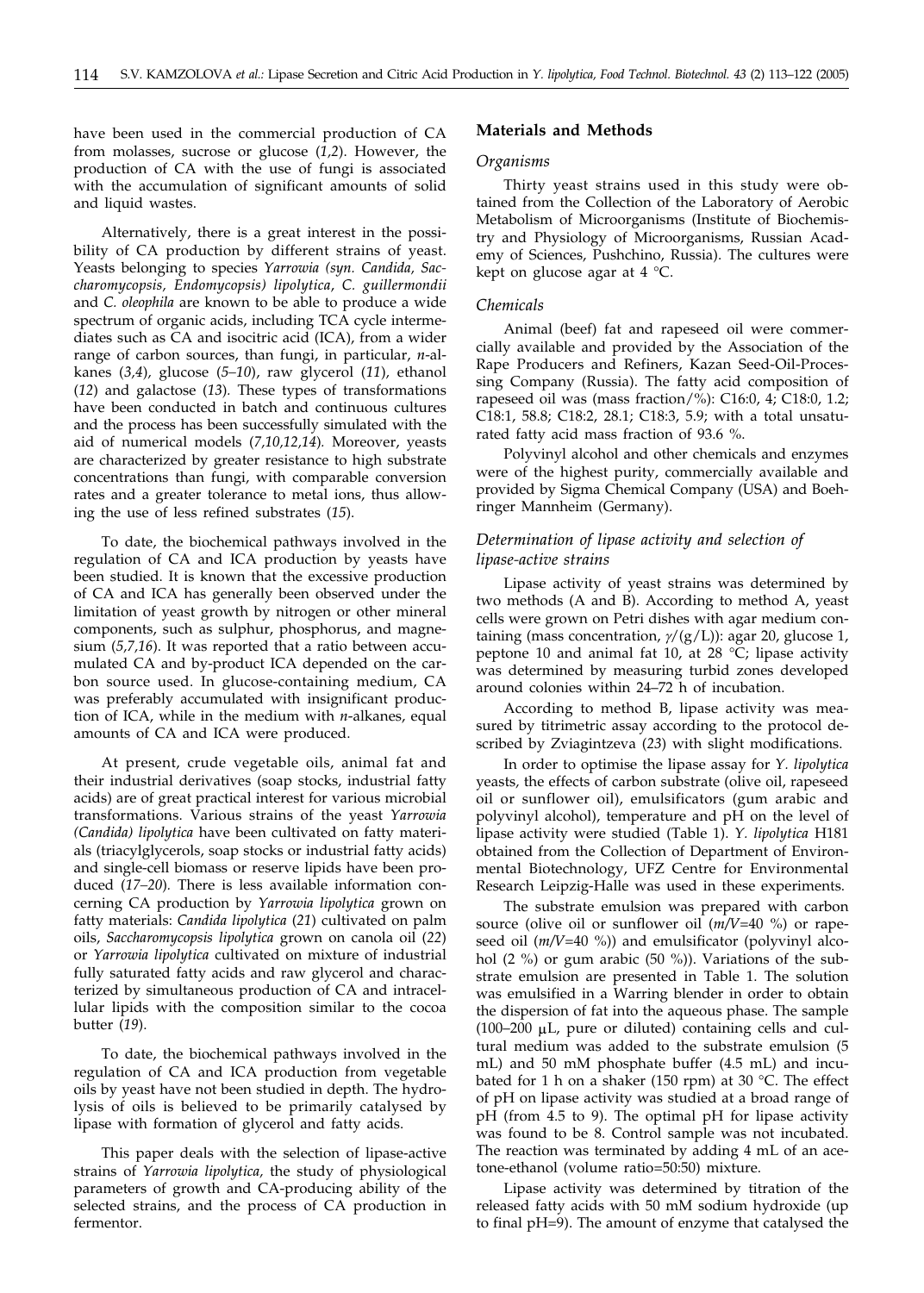have been used in the commercial production of CA from molasses, sucrose or glucose (*1,2*). However, the production of CA with the use of fungi is associated with the accumulation of significant amounts of solid and liquid wastes.

Alternatively, there is a great interest in the possibility of CA production by different strains of yeast. Yeasts belonging to species *Yarrowia (syn. Candida, Saccharomycopsis, Endomycopsis) lipolytica*, *C. guillermondii* and *C. oleophila* are known to be able to produce a wide spectrum of organic acids, including TCA cycle intermediates such as CA and isocitric acid (ICA), from a wider range of carbon sources, than fungi, in particular, *n*-alkanes (*3,4*), glucose (*5–10*), raw glycerol (*11*), ethanol (*12*) and galactose (*13*). These types of transformations have been conducted in batch and continuous cultures and the process has been successfully simulated with the aid of numerical models (*7,10,12,14*). Moreover, yeasts are characterized by greater resistance to high substrate concentrations than fungi, with comparable conversion rates and a greater tolerance to metal ions, thus allowing the use of less refined substrates (*15*).

To date, the biochemical pathways involved in the regulation of CA and ICA production by yeasts have been studied. It is known that the excessive production of CA and ICA has generally been observed under the limitation of yeast growth by nitrogen or other mineral components, such as sulphur, phosphorus, and magnesium (*5,7,16*). It was reported that a ratio between accumulated CA and by-product ICA depended on the carbon source used. In glucose-containing medium, CA was preferably accumulated with insignificant production of ICA, while in the medium with *n*-alkanes, equal amounts of CA and ICA were produced.

At present, crude vegetable oils, animal fat and their industrial derivatives (soap stocks, industrial fatty acids) are of great practical interest for various microbial transformations. Various strains of the yeast *Yarrowia (Candida) lipolytica* have been cultivated on fatty materials (triacylglycerols, soap stocks or industrial fatty acids) and single-cell biomass or reserve lipids have been produced (*17–20*). There is less available information concerning CA production by *Yarrowia lipolytica* grown on fatty materials: *Candida lipolytica* (*21*) cultivated on palm oils, *Saccharomycopsis lipolytica* grown on canola oil (*22*) or *Yarrowia lipolytica* cultivated on mixture of industrial fully saturated fatty acids and raw glycerol and characterized by simultaneous production of CA and intracellular lipids with the composition similar to the cocoa butter (*19*).

To date, the biochemical pathways involved in the regulation of CA and ICA production from vegetable oils by yeast have not been studied in depth. The hydrolysis of oils is believed to be primarily catalysed by lipase with formation of glycerol and fatty acids.

This paper deals with the selection of lipase-active strains of *Yarrowia lipolytica*, the study of physiological parameters of growth and CA-producing ability of the selected strains, and the process of CA production in fermentor.

## Materials and Methods

### *Organisms*

Thirty yeast strains used in this study were obtained from the Collection of the Laboratory of Aerobic Metabolism of Microorganisms (Institute of Biochemistry and Physiology of Microorganisms, Russian Academy of Sciences, Pushchino, Russia). The cultures were kept on glucose agar at 4 °C.

### *Chemicals*

Animal (beef) fat and rapeseed oil were commercially available and provided by the Association of the Rape Producers and Refiners, Kazan Seed-Oil-Processing Company (Russia). The fatty acid composition of rapeseed oil was (mass fraction/%): C16:0, 4; C18:0, 1.2; C18:1, 58.8; C18:2, 28.1; C18:3, 5.9; with a total unsaturated fatty acid mass fraction of 93.6 %.

Polyvinyl alcohol and other chemicals and enzymes were of the highest purity, commercially available and provided by Sigma Chemical Company (USA) and Boehringer Mannheim (Germany).

### *Determination of lipase activity and selection of lipase-active strains*

Lipase activity of yeast strains was determined by two methods (A and B). According to method A, yeast cells were grown on Petri dishes with agar medium containing (mass concentration, $\gamma$/(g/L)): agar 20, glucose 1, peptone 10 and animal fat 10, at 28 °C; lipase activity was determined by measuring turbid zones developed around colonies within 24–72 h of incubation.

According to method B, lipase activity was measured by titrimetric assay according to the protocol described by Zviagintzeva (*23*) with slight modifications.

In order to optimise the lipase assay for *Y. lipolytica* yeasts, the effects of carbon substrate (olive oil, rapeseed oil or sunflower oil), emulsificators (gum arabic and polyvinyl alcohol), temperature and pH on the level of lipase activity were studied (Table 1). *Y. lipolytica* H181 obtained from the Collection of Department of Environmental Biotechnology, UFZ Centre for Environmental Research Leipzig-Halle was used in these experiments.

The substrate emulsion was prepared with carbon source (olive oil or sunflower oil (*m/V*=40 %) or rapeseed oil (*m/V*=40 %)) and emulsificator (polyvinyl alcohol (2 %) or gum arabic (50 %)). Variations of the substrate emulsion are presented in Table 1. The solution was emulsified in a Warring blender in order to obtain the dispersion of fat into the aqueous phase. The sample (100–200 μL, pure or diluted) containing cells and cultural medium was added to the substrate emulsion (5 mL) and 50 mM phosphate buffer (4.5 mL) and incubated for 1 h on a shaker (150 rpm) at 30 °C. The effect of pH on lipase activity was studied at a broad range of pH (from 4.5 to 9). The optimal pH for lipase activity was found to be 8. Control sample was not incubated. The reaction was terminated by adding 4 mL of an acetone-ethanol (volume ratio=50:50) mixture.

Lipase activity was determined by titration of the released fatty acids with 50 mM sodium hydroxide (up to final pH=9). The amount of enzyme that catalysed the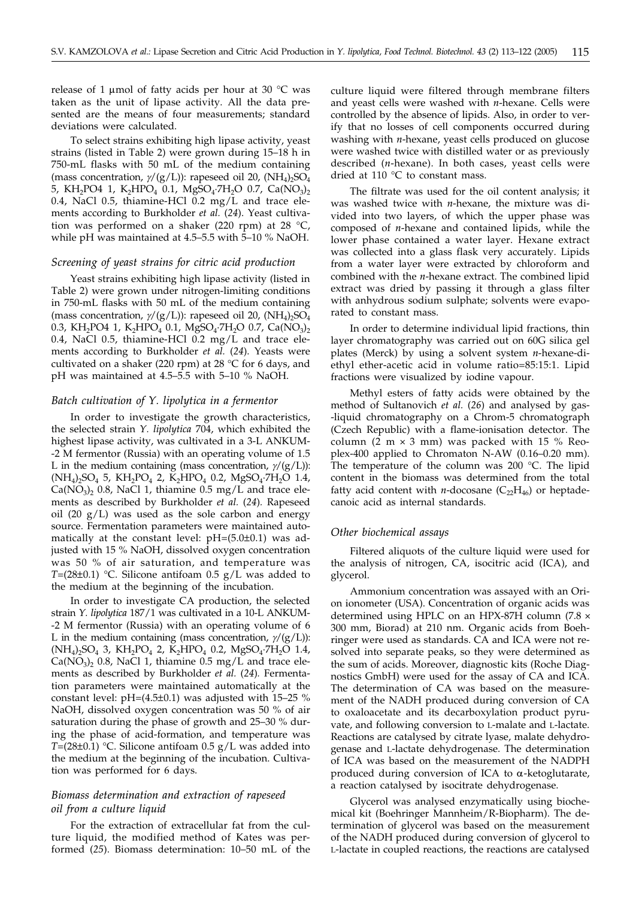release of 1 μmol of fatty acids per hour at 30 °C was taken as the unit of lipase activity. All the data presented are the means of four measurements; standard deviations were calculated.

To select strains exhibiting high lipase activity, yeast strains (listed in Table 2) were grown during 15–18 h in 750-mL flasks with 50 mL of the medium containing (mass concentration, $\gamma$/(g/L)): rapeseed oil 20, $(NH_4)_2SO_4$ 5, $KH_2PO4$ 1, $K_2HPO_4$ 0.1, $MgSO_4 \cdot 7H_2O$ 0.7, $Ca(NO_3)_2$ 0.4, NaCl 0.5, thiamine-HCl 0.2 mg/L and trace elements according to Burkholder *et al.* (*24*). Yeast cultivation was performed on a shaker (220 rpm) at 28 °C, while pH was maintained at 4.5–5.5 with 5–10 % NaOH.

### *Screening of yeast strains for citric acid production*

Yeast strains exhibiting high lipase activity (listed in Table 2) were grown under nitrogen-limiting conditions in 750-mL flasks with 50 mL of the medium containing (mass concentration, $\gamma$/(g/L)): rapeseed oil 20, $(NH_4)_2SO_4$ 0.3, $KH_2PO4$ 1, $K_2HPO_4$ 0.1, $MgSO_4 \cdot 7H_2O$ 0.7, $Ca(NO_3)_2$ 0.4, NaCl 0.5, thiamine-HCl 0.2 mg/L and trace elements according to Burkholder *et al.* (*24*). Yeasts were cultivated on a shaker (220 rpm) at 28 °C for 6 days, and pH was maintained at 4.5–5.5 with 5–10 % NaOH.

### *Batch cultivation of Y. lipolytica in a fermentor*

In order to investigate the growth characteristics, the selected strain *Y. lipolytica* 704, which exhibited the highest lipase activity, was cultivated in a 3-L ANKUM-2 M fermentor (Russia) with an operating volume of 1.5 L in the medium containing (mass concentration, $\gamma$/(g/L)): $(NH_4)_2SO_4$ 5, $KH_2PO_4$ 2, $K_2HPO_4$ 0.2, $MgSO_4 \cdot 7H_2O$ 1.4, $Ca(NO_3)_2$ 0.8, NaCl 1, thiamine 0.5 mg/L and trace elements as described by Burkholder *et al.* (*24*). Rapeseed oil (20 g/L) was used as the sole carbon and energy source. Fermentation parameters were maintained automatically at the constant level: pH=(5.0±0.1) was adjusted with 15 % NaOH, dissolved oxygen concentration was 50 % of air saturation, and temperature was $T$=(28±0.1) °C. Silicone antifoam 0.5 g/L was added to the medium at the beginning of the incubation.

In order to investigate CA production, the selected strain *Y. lipolytica* 187/1 was cultivated in a 10-L ANKUM-2 M fermentor (Russia) with an operating volume of 6 L in the medium containing (mass concentration, $\gamma$/(g/L)): $(NH_4)_2SO_4$ 3, $KH_2PO_4$ 2, $K_2HPO_4$ 0.2, $MgSO_4 \cdot 7H_2O$ 1.4, $Ca(NO_3)_2$ 0.8, NaCl 1, thiamine 0.5 mg/L and trace elements as described by Burkholder *et al.* (*24*). Fermentation parameters were maintained automatically at the constant level: pH=(4.5±0.1) was adjusted with 15–25 % NaOH, dissolved oxygen concentration was 50 % of air saturation during the phase of growth and 25–30 % during the phase of acid-formation, and temperature was $T$=(28±0.1) °C. Silicone antifoam 0.5 g/L was added into the medium at the beginning of the incubation. Cultivation was performed for 6 days.

### *Biomass determination and extraction of rapeseed oil from a culture liquid*

For the extraction of extracellular fat from the culture liquid, the modified method of Kates was performed (*25*). Biomass determination: 10–50 mL of the culture liquid were filtered through membrane filters and yeast cells were washed with *n*-hexane. Cells were controlled by the absence of lipids. Also, in order to verify that no losses of cell components occurred during washing with *n*-hexane, yeast cells produced on glucose were washed twice with distilled water or as previously described (*n*-hexane). In both cases, yeast cells were dried at 110 °C to constant mass.

The filtrate was used for the oil content analysis; it was washed twice with *n*-hexane, the mixture was divided into two layers, of which the upper phase was composed of *n*-hexane and contained lipids, while the lower phase contained a water layer. Hexane extract was collected into a glass flask very accurately. Lipids from a water layer were extracted by chloroform and combined with the *n*-hexane extract. The combined lipid extract was dried by passing it through a glass filter with anhydrous sodium sulphate; solvents were evaporated to constant mass.

In order to determine individual lipid fractions, thin layer chromatography was carried out on 60G silica gel plates (Merck) by using a solvent system *n*-hexane-diethyl ether-acetic acid in volume ratio=85:15:1. Lipid fractions were visualized by iodine vapour.

Methyl esters of fatty acids were obtained by the method of Sultanovich *et al.* (*26*) and analysed by gas-liquid chromatography on a Chrom-5 chromatograph (Czech Republic) with a flame-ionisation detector. The column (2 m × 3 mm) was packed with 15 % Reoplex-400 applied to Chromaton N-AW (0.16–0.20 mm). The temperature of the column was 200 °C. The lipid content in the biomass was determined from the total fatty acid content with *n*-docosane ($C_{22}H_{46}$) or heptadecanoic acid as internal standards.

### *Other biochemical assays*

Filtered aliquots of the culture liquid were used for the analysis of nitrogen, CA, isocitric acid (ICA), and glycerol.

Ammonium concentration was assayed with an Orion ionometer (USA). Concentration of organic acids was determined using HPLC on an HPX-87H column (7.8 × 300 mm, Biorad) at 210 nm. Organic acids from Boehringer were used as standards. CA and ICA were not resolved into separate peaks, so they were determined as the sum of acids. Moreover, diagnostic kits (Roche Diagnostics GmbH) were used for the assay of CA and ICA. The determination of CA was based on the measurement of the NADH produced during conversion of CA to oxaloacetate and its decarboxylation product pyruvate, and following conversion to L-malate and L-lactate. Reactions are catalysed by citrate lyase, malate dehydrogenase and L-lactate dehydrogenase. The determination of ICA was based on the measurement of the NADPH produced during conversion of ICA to α-ketoglutarate, a reaction catalysed by isocitrate dehydrogenase.

Glycerol was analysed enzymatically using biochemical kit (Boehringer Mannheim/R-Biopharm). The determination of glycerol was based on the measurement of the NADH produced during conversion of glycerol to L-lactate in coupled reactions, the reactions are catalysed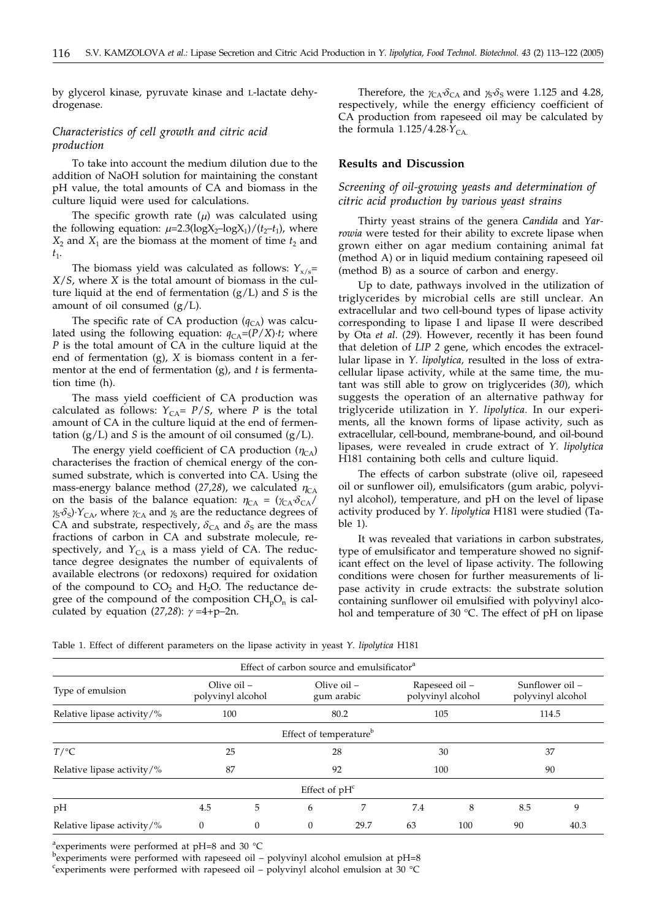by glycerol kinase, pyruvate kinase and L-lactate dehydrogenase.

### *Characteristics of cell growth and citric acid production*

To take into account the medium dilution due to the addition of NaOH solution for maintaining the constant pH value, the total amounts of CA and biomass in the culture liquid were used for calculations.

The specific growth rate ($\mu$) was calculated using the following equation: $\mu=2.3(\log X_2-\log X_1)/(t_2-t_1)$, where $X_2$ and $X_1$ are the biomass at the moment of time $t_2$ and $t_1$.

The biomass yield was calculated as follows: $Y_{x/s}=X/S$, where $X$ is the total amount of biomass in the culture liquid at the end of fermentation (g/L) and $S$ is the amount of oil consumed (g/L).

The specific rate of CA production ($q_{CA}$) was calculated using the following equation: $q_{CA}=(P/X)\cdot t$; where $P$ is the total amount of CA in the culture liquid at the end of fermentation (g), $X$ is biomass content in a fermentor at the end of fermentation (g), and $t$ is fermentation time (h).

The mass yield coefficient of CA production was calculated as follows: $Y_{CA}=P/S$, where $P$ is the total amount of CA in the culture liquid at the end of fermentation (g/L) and $S$ is the amount of oil consumed (g/L).

The energy yield coefficient of CA production ($\eta_{CA}$) characterises the fraction of chemical energy of the consumed substrate, which is converted into CA. Using the mass-energy balance method (*27,28*), we calculated $\eta_{CA}$ on the basis of the balance equation: $\eta_{CA}=(\gamma_{CA}\cdot\delta_{CA}/\gamma_S\cdot\delta_S)\cdot Y_{CA}$, where $\gamma_{CA}$ and $\gamma_S$ are the reductance degrees of CA and substrate, respectively, $\delta_{CA}$ and $\delta_S$ are the mass fractions of carbon in CA and substrate molecule, respectively, and $Y_{CA}$ is a mass yield of CA. The reductance degree designates the number of equivalents of available electrons (or redoxons) required for oxidation of the compound to $CO_2$ and $H_2O$. The reductance degree of the compound of the composition $CH_pO_n$ is calculated by equation (*27,28*): $\gamma=4+p-2n$.

Therefore, the $\gamma_{CA}\cdot\delta_{CA}$ and $\gamma_S\cdot\delta_S$ were 1.125 and 4.28, respectively, while the energy efficiency coefficient of CA production from rapeseed oil may be calculated by the formula $1.125/4.28\cdot Y_{CA}$.

## Results and Discussion

### *Screening of oil-growing yeasts and determination of citric acid production by various yeast strains*

Thirty yeast strains of the genera *Candida* and *Yarrowia* were tested for their ability to excrete lipase when grown either on agar medium containing animal fat (method A) or in liquid medium containing rapeseed oil (method B) as a source of carbon and energy.

Up to date, pathways involved in the utilization of triglycerides by microbial cells are still unclear. An extracellular and two cell-bound types of lipase activity corresponding to lipase I and lipase II were described by Ota *et al.* (*29*). However, recently it has been found that deletion of *LIP 2* gene, which encodes the extracellular lipase in *Y. lipolytica*, resulted in the loss of extracellular lipase activity, while at the same time, the mutant was still able to grow on triglycerides (*30*), which suggests the operation of an alternative pathway for triglyceride utilization in *Y. lipolytica.* In our experiments, all the known forms of lipase activity, such as extracellular, cell-bound, membrane-bound, and oil-bound lipases, were revealed in crude extract of *Y. lipolytica* H181 containing both cells and culture liquid.

The effects of carbon substrate (olive oil, rapeseed oil or sunflower oil), emulsificators (gum arabic, polyvinyl alcohol), temperature, and pH on the level of lipase activity produced by *Y. lipolytica* H181 were studied (Table 1).

It was revealed that variations in carbon substrates, type of emulsificator and temperature showed no significant effect on the level of lipase activity. The following conditions were chosen for further measurements of lipase activity in crude extracts: the substrate solution containing sunflower oil emulsified with polyvinyl alcohol and temperature of 30 °C. The effect of pH on lipase

Table 1. Effect of different parameters on the lipase activity in yeast *Y. lipolytica* H181

| Effect of carbon source and emulsificator[a] | | | | | | | | |
|---|---|---|---|---|---|---|---|---|
| Type of emulsion | Olive oil – polyvinyl alcohol | | Olive oil – gum arabic | | Rapeseed oil – polyvinyl alcohol | | Sunflower oil – polyvinyl alcohol | |
| Relative lipase activity/% | 100 | | 80.2 | | 105 | | 114.5 | |
| **Effect of temperature[b]** | | | | | | | | |
| $T$/°C | 25 | | 28 | | 30 | | 37 | |
| Relative lipase activity/% | 87 | | 92 | | 100 | | 90 | |
| **Effect of pH[c]** | | | | | | | | |
| pH | 4.5 | 5 | 6 | 7 | 7.4 | 8 | 8.5 | 9 |
| Relative lipase activity/% | 0 | 0 | 0 | 29.7 | 63 | 100 | 90 | 40.3 |

[a]experiments were performed at pH=8 and 30 °C

[b]experiments were performed with rapeseed oil – polyvinyl alcohol emulsion at pH=8

[c]experiments were performed with rapeseed oil – polyvinyl alcohol emulsion at 30 °C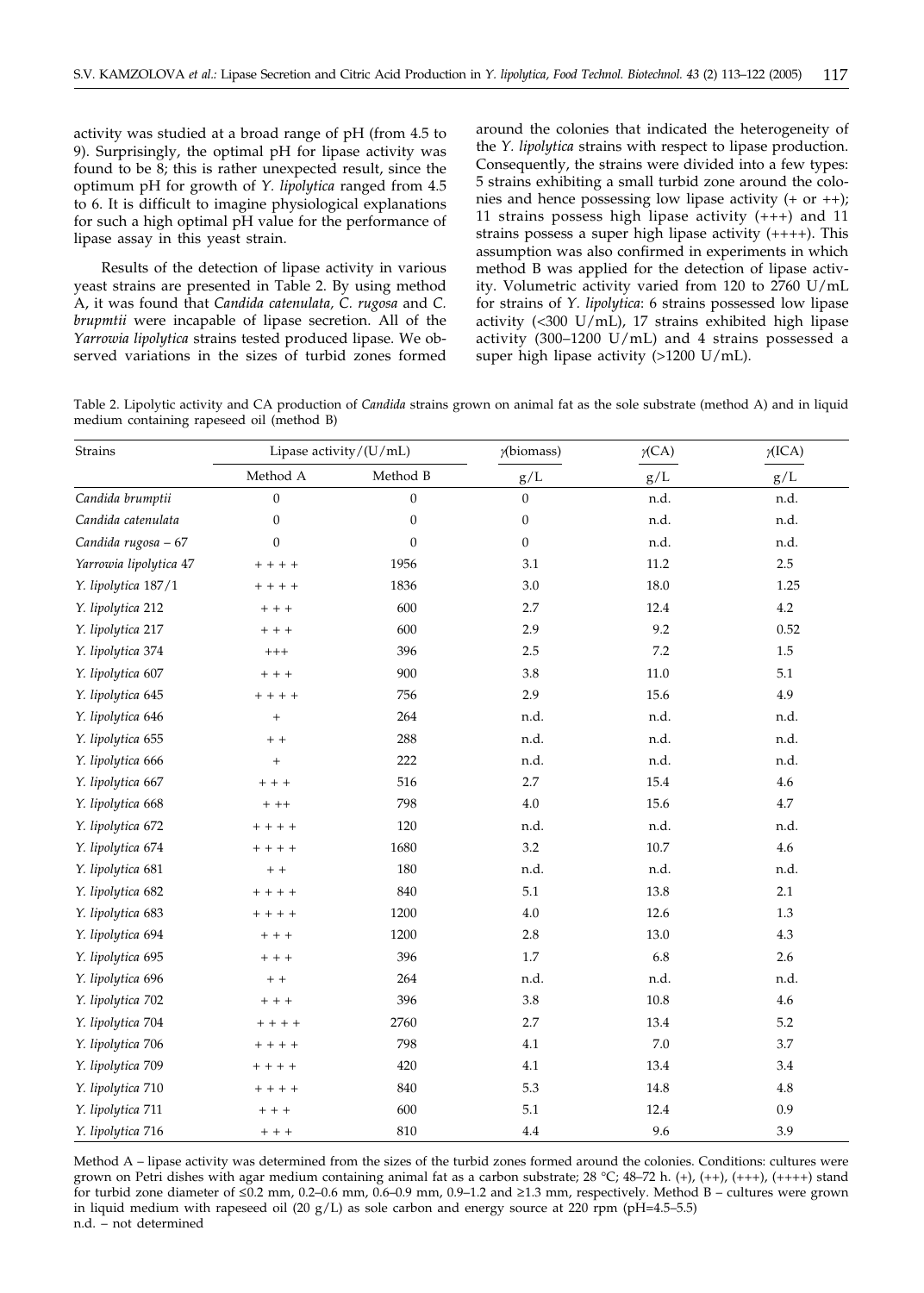activity was studied at a broad range of pH (from 4.5 to 9). Surprisingly, the optimal pH for lipase activity was found to be 8; this is rather unexpected result, since the optimum pH for growth of *Y. lipolytica* ranged from 4.5 to 6. It is difficult to imagine physiological explanations for such a high optimal pH value for the performance of lipase assay in this yeast strain.

Results of the detection of lipase activity in various yeast strains are presented in Table 2. By using method A, it was found that *Candida catenulata*, *C. rugosa* and *C. brupmtii* were incapable of lipase secretion. All of the *Yarrowia lipolytica* strains tested produced lipase. We observed variations in the sizes of turbid zones formed around the colonies that indicated the heterogeneity of the *Y. lipolytica* strains with respect to lipase production. Consequently, the strains were divided into a few types: 5 strains exhibiting a small turbid zone around the colonies and hence possessing low lipase activity (+ or ++); 11 strains possess high lipase activity (+++) and 11 strains possess a super high lipase activity (++++). This assumption was also confirmed in experiments in which method B was applied for the detection of lipase activity. Volumetric activity varied from 120 to 2760 U/mL for strains of *Y. lipolytica*: 6 strains possessed low lipase activity (<300 U/mL), 17 strains exhibited high lipase activity (300–1200 U/mL) and 4 strains possessed a super high lipase activity (>1200 U/mL).

Table 2. Lipolytic activity and CA production of *Candida* strains grown on animal fat as the sole substrate (method A) and in liquid medium containing rapeseed oil (method B)

| Strains | Lipase activity/(U/mL) | | $\gamma$(biomass) | $\gamma$(CA) | $\gamma$(ICA) |
|---|---|---|---|---|---|
| | Method A | Method B | g/L | g/L | g/L |
| *Candida brumptii* | 0 | 0 | 0 | n.d. | n.d. |
| *Candida catenulata* | 0 | 0 | 0 | n.d. | n.d. |
| *Candida rugosa* – 67 | 0 | 0 | 0 | n.d. | n.d. |
| *Yarrowia lipolytica* 47 | + + + + | 1956 | 3.1 | 11.2 | 2.5 |
| *Y. lipolytica* 187/1 | + + + + | 1836 | 3.0 | 18.0 | 1.25 |
| *Y. lipolytica* 212 | + + + | 600 | 2.7 | 12.4 | 4.2 |
| *Y. lipolytica* 217 | + + + | 600 | 2.9 | 9.2 | 0.52 |
| *Y. lipolytica* 374 | +++ | 396 | 2.5 | 7.2 | 1.5 |
| *Y. lipolytica* 607 | + + + | 900 | 3.8 | 11.0 | 5.1 |
| *Y. lipolytica* 645 | + + + + | 756 | 2.9 | 15.6 | 4.9 |
| *Y. lipolytica* 646 | + | 264 | n.d. | n.d. | n.d. |
| *Y. lipolytica* 655 | + + | 288 | n.d. | n.d. | n.d. |
| *Y. lipolytica* 666 | + | 222 | n.d. | n.d. | n.d. |
| *Y. lipolytica* 667 | + + + | 516 | 2.7 | 15.4 | 4.6 |
| *Y. lipolytica* 668 | + ++ | 798 | 4.0 | 15.6 | 4.7 |
| *Y. lipolytica* 672 | + + + + | 120 | n.d. | n.d. | n.d. |
| *Y. lipolytica* 674 | + + + + | 1680 | 3.2 | 10.7 | 4.6 |
| *Y. lipolytica* 681 | + + | 180 | n.d. | n.d. | n.d. |
| *Y. lipolytica* 682 | + + + + | 840 | 5.1 | 13.8 | 2.1 |
| *Y. lipolytica* 683 | + + + + | 1200 | 4.0 | 12.6 | 1.3 |
| *Y. lipolytica* 694 | + + + | 1200 | 2.8 | 13.0 | 4.3 |
| *Y. lipolytica* 695 | + + + | 396 | 1.7 | 6.8 | 2.6 |
| *Y. lipolytica* 696 | + + | 264 | n.d. | n.d. | n.d. |
| *Y. lipolytica* 702 | + + + | 396 | 3.8 | 10.8 | 4.6 |
| *Y. lipolytica* 704 | + + + + | 2760 | 2.7 | 13.4 | 5.2 |
| *Y. lipolytica* 706 | + + + + | 798 | 4.1 | 7.0 | 3.7 |
| *Y. lipolytica* 709 | + + + + | 420 | 4.1 | 13.4 | 3.4 |
| *Y. lipolytica* 710 | + + + + | 840 | 5.3 | 14.8 | 4.8 |
| *Y. lipolytica* 711 | + + + | 600 | 5.1 | 12.4 | 0.9 |
| *Y. lipolytica* 716 | + + + | 810 | 4.4 | 9.6 | 3.9 |

Method A – lipase activity was determined from the sizes of the turbid zones formed around the colonies. Conditions: cultures were grown on Petri dishes with agar medium containing animal fat as a carbon substrate; 28 °C; 48–72 h. (+), (++), (+++), (++++) stand for turbid zone diameter of ≤0.2 mm, 0.2–0.6 mm, 0.6–0.9 mm, 0.9–1.2 and ≥1.3 mm, respectively. Method B – cultures were grown in liquid medium with rapeseed oil (20 g/L) as sole carbon and energy source at 220 rpm (pH=4.5–5.5)
n.d. – not determined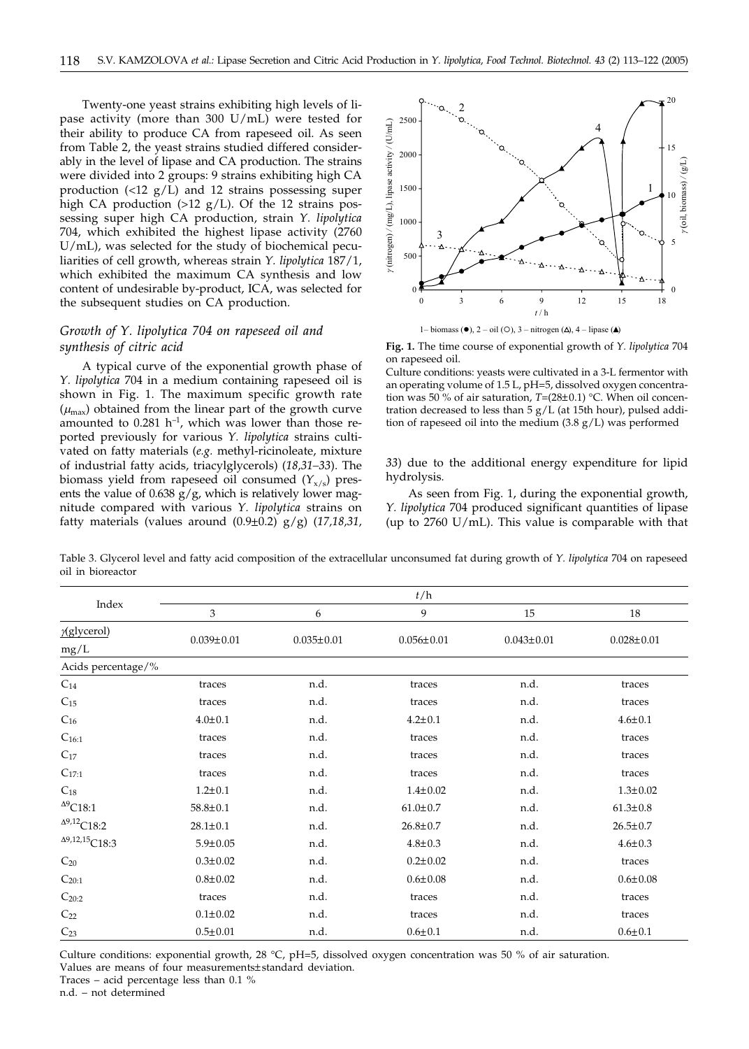Twenty-one yeast strains exhibiting high levels of lipase activity (more than 300 U/mL) were tested for their ability to produce CA from rapeseed oil. As seen from Table 2, the yeast strains studied differed considerably in the level of lipase and CA production. The strains were divided into 2 groups: 9 strains exhibiting high CA production (<12 g/L) and 12 strains possessing super high CA production (>12 g/L). Of the 12 strains possessing super high CA production, strain *Y. lipolytica* 704, which exhibited the highest lipase activity (2760 U/mL), was selected for the study of biochemical peculiarities of cell growth, whereas strain *Y. lipolytica* 187/1, which exhibited the maximum CA synthesis and low content of undesirable by-product, ICA, was selected for the subsequent studies on CA production.

### *Growth of Y. lipolytica 704 on rapeseed oil and synthesis of citric acid*

A typical curve of the exponential growth phase of *Y. lipolytica* 704 in a medium containing rapeseed oil is shown in Fig. 1. The maximum specific growth rate ($\mu_{max}$) obtained from the linear part of the growth curve amounted to 0.281 $h^{-1}$, which was lower than those reported previously for various *Y. lipolytica* strains cultivated on fatty materials (*e.g.* methyl-ricinoleate, mixture of industrial fatty acids, triacylglycerols) (*18,31–33*). The biomass yield from rapeseed oil consumed ($Y_{x/s}$) presents the value of 0.638 g/g, which is relatively lower magnitude compared with various *Y. lipolytica* strains on fatty materials (values around (0.9±0.2) g/g) (*17,18,31, 33*) due to the additional energy expenditure for lipid hydrolysis.

As seen from Fig. 1, during the exponential growth, *Y. lipolytica* 704 produced significant quantities of lipase (up to 2760 U/mL). This value is comparable with that

1– biomass (●), 2 – oil (○), 3 – nitrogen (△), 4 – lipase (▲)

**Fig. 1.** The time course of exponential growth of *Y. lipolytica* 704 on rapeseed oil.
Culture conditions: yeasts were cultivated in a 3-L fermentor with an operating volume of 1.5 L, pH=5, dissolved oxygen concentration was 50 % of air saturation, *T*=(28±0.1) °C. When oil concentration decreased to less than 5 g/L (at 15th hour), pulsed addition of rapeseed oil into the medium (3.8 g/L) was performed

Table 3. Glycerol level and fatty acid composition of the extracellular unconsumed fat during growth of *Y. lipolytica* 704 on rapeseed oil in bioreactor

| Index | *t*/h | | | | |
|---|---|---|---|---|---|
| | 3 | 6 | 9 | 15 | 18 |
| γ(glycerol) mg/L | 0.039±0.01 | 0.035±0.01 | 0.056±0.01 | 0.043±0.01 | 0.028±0.01 |
| Acids percentage/% | | | | | |
| $C_{14}$ | traces | n.d. | traces | n.d. | traces |
| $C_{15}$ | traces | n.d. | traces | n.d. | traces |
| $C_{16}$ | 4.0±0.1 | n.d. | 4.2±0.1 | n.d. | 4.6±0.1 |
| $C_{16:1}$ | traces | n.d. | traces | n.d. | traces |
| $C_{17}$ | traces | n.d. | traces | n.d. | traces |
| $C_{17:1}$ | traces | n.d. | traces | n.d. | traces |
| $C_{18}$ | 1.2±0.1 | n.d. | 1.4±0.02 | n.d. | 1.3±0.02 |
| $^{\Delta9}C18:1$ | 58.8±0.1 | n.d. | 61.0±0.7 | n.d. | 61.3±0.8 |
| $^{\Delta9,12}C18:2$ | 28.1±0.1 | n.d. | 26.8±0.7 | n.d. | 26.5±0.7 |
| $^{\Delta9,12,15}C18:3$ | 5.9±0.05 | n.d. | 4.8±0.3 | n.d. | 4.6±0.3 |
| $C_{20}$ | 0.3±0.02 | n.d. | 0.2±0.02 | n.d. | traces |
| $C_{20:1}$ | 0.8±0.02 | n.d. | 0.6±0.08 | n.d. | 0.6±0.08 |
| $C_{20:2}$ | traces | n.d. | traces | n.d. | traces |
| $C_{22}$ | 0.1±0.02 | n.d. | traces | n.d. | traces |
| $C_{23}$ | 0.5±0.01 | n.d. | 0.6±0.1 | n.d. | 0.6±0.1 |

Culture conditions: exponential growth, 28 °C, pH=5, dissolved oxygen concentration was 50 % of air saturation.
Values are means of four measurements±standard deviation.
Traces – acid percentage less than 0.1 %
n.d. – not determined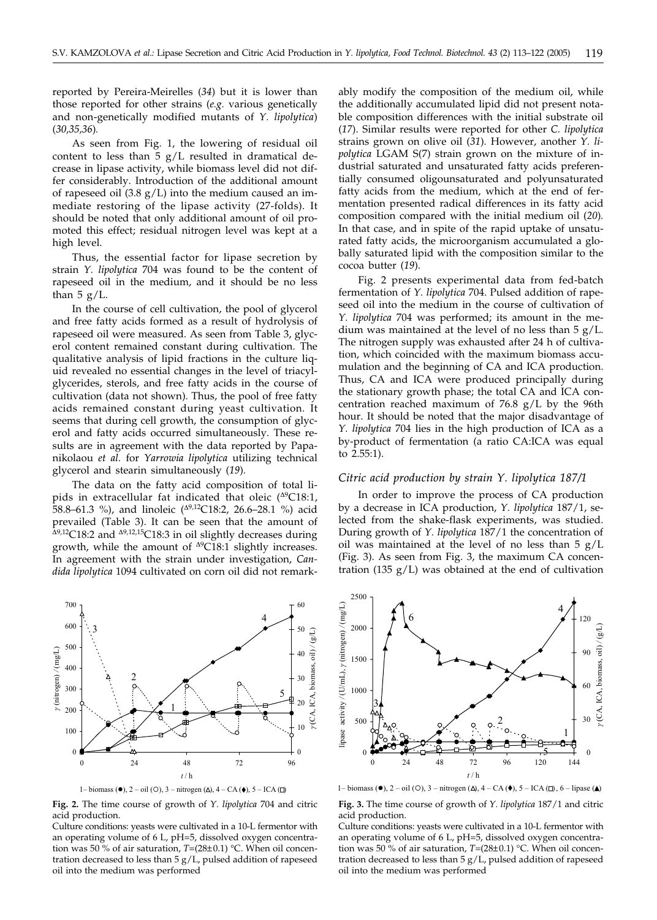reported by Pereira-Meirelles (*34*) but it is lower than those reported for other strains (*e.g.* various genetically and non-genetically modified mutants of *Y. lipolytica*) (*30,35,36*).

As seen from Fig. 1, the lowering of residual oil content to less than 5 g/L resulted in dramatical decrease in lipase activity, while biomass level did not differ considerably. Introduction of the additional amount of rapeseed oil (3.8 g/L) into the medium caused an immediate restoring of the lipase activity (27-folds). It should be noted that only additional amount of oil promoted this effect; residual nitrogen level was kept at a high level.

Thus, the essential factor for lipase secretion by strain *Y. lipolytica* 704 was found to be the content of rapeseed oil in the medium, and it should be no less than 5 g/L.

In the course of cell cultivation, the pool of glycerol and free fatty acids formed as a result of hydrolysis of rapeseed oil were measured. As seen from Table 3, glycerol content remained constant during cultivation. The qualitative analysis of lipid fractions in the culture liquid revealed no essential changes in the level of triacylglycerides, sterols, and free fatty acids in the course of cultivation (data not shown). Thus, the pool of free fatty acids remained constant during yeast cultivation. It seems that during cell growth, the consumption of glycerol and fatty acids occurred simultaneously. These results are in agreement with the data reported by Papanikolaou *et al.* for *Yarrowia lipolytica* utilizing technical glycerol and stearin simultaneously (*19*).

The data on the fatty acid composition of total lipids in extracellular fat indicated that oleic ($^{\Delta9}$C18:1, 58.8–61.3 %), and linoleic ($^{\Delta9,12}$C18:2, 26.6–28.1 %) acid prevailed (Table 3). It can be seen that the amount of $^{\Delta9,12}$C18:2 and $^{\Delta9,12,15}$C18:3 in oil slightly decreases during growth, while the amount of $^{\Delta9}$C18:1 slightly increases. In agreement with the strain under investigation, *Candida lipolytica* 1094 cultivated on corn oil did not remarkably modify the composition of the medium oil, while the additionally accumulated lipid did not present notable composition differences with the initial substrate oil (*17*). Similar results were reported for other *C. lipolytica* strains grown on olive oil (*31*). However, another *Y. lipolytica* LGAM S(7) strain grown on the mixture of industrial saturated and unsaturated fatty acids preferentially consumed oligounsaturated and polyunsaturated fatty acids from the medium, which at the end of fermentation presented radical differences in its fatty acid composition compared with the initial medium oil (*20*). In that case, and in spite of the rapid uptake of unsaturated fatty acids, the microorganism accumulated a globally saturated lipid with the composition similar to the cocoa butter (*19*).

Fig. 2 presents experimental data from fed-batch fermentation of *Y. lipolytica* 704. Pulsed addition of rapeseed oil into the medium in the course of cultivation of *Y. lipolytica* 704 was performed; its amount in the medium was maintained at the level of no less than 5 g/L. The nitrogen supply was exhausted after 24 h of cultivation, which coincided with the maximum biomass accumulation and the beginning of CA and ICA production. Thus, CA and ICA were produced principally during the stationary growth phase; the total CA and ICA concentration reached maximum of 76.8 g/L by the 96th hour. It should be noted that the major disadvantage of *Y. lipolytica* 704 lies in the high production of ICA as a by-product of fermentation (a ratio CA:ICA was equal to 2.55:1).

### *Citric acid production by strain Y. lipolytica 187/1*

In order to improve the process of CA production by a decrease in ICA production, *Y. lipolytica* 187/1, selected from the shake-flask experiments, was studied. During growth of *Y. lipolytica* 187/1 the concentration of oil was maintained at the level of no less than 5 g/L (Fig. 3). As seen from Fig. 3, the maximum CA concentration (135 g/L) was obtained at the end of cultivation

1– biomass (●), 2 – oil (○), 3 – nitrogen (△), 4 – CA (♦), 5 – ICA (□)

**Fig. 2.** The time course of growth of *Y. lipolytica* 704 and citric acid production.

Culture conditions: yeasts were cultivated in a 10-L fermentor with an operating volume of 6 L, pH=5, dissolved oxygen concentration was 50 % of air saturation, *T*=(28±0.1) °C. When oil concentration decreased to less than 5 g/L, pulsed addition of rapeseed oil into the medium was performed

1– biomass (●), 2 – oil (○), 3 – nitrogen (△), 4 – CA (♦), 5 – ICA (□), 6 – lipase (▲)

**Fig. 3.** The time course of growth of *Y. lipolytica* 187/1 and citric acid production.

Culture conditions: yeasts were cultivated in a 10-L fermentor with an operating volume of 6 L, pH=5, dissolved oxygen concentration was 50 % of air saturation, *T*=(28±0.1) °C. When oil concentration decreased to less than 5 g/L, pulsed addition of rapeseed oil into the medium was performed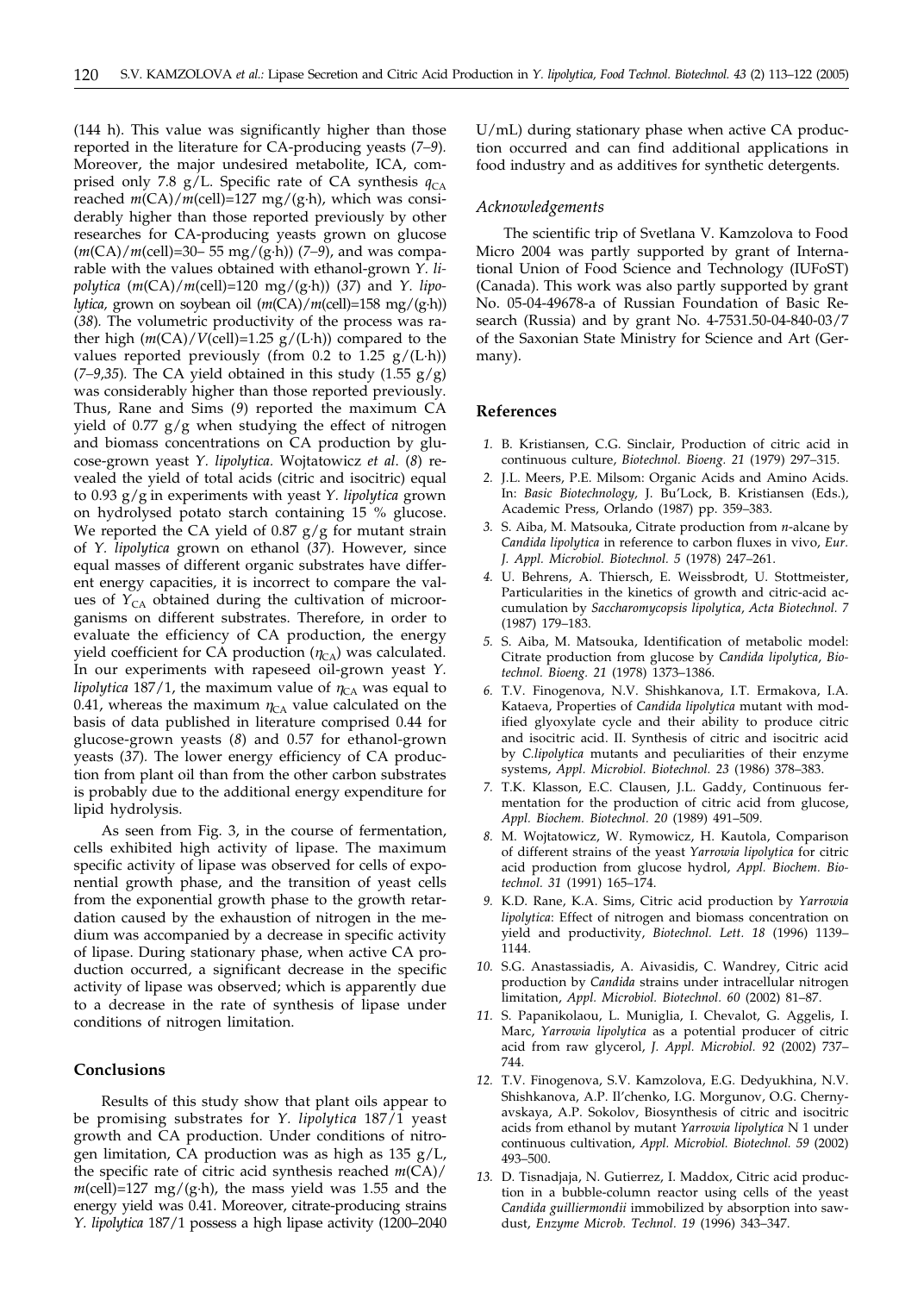(144 h). This value was significantly higher than those reported in the literature for CA-producing yeasts (*7–9*). Moreover, the major undesired metabolite, ICA, comprised only 7.8 g/L. Specific rate of CA synthesis $q_{CA}$ reached $m(\text{CA})/m(\text{cell})$=127 mg/(g·h), which was considerably higher than those reported previously by other researches for CA-producing yeasts grown on glucose ($m(\text{CA})/m(\text{cell})$=30– 55 mg/(g·h)) (*7–9*), and was comparable with the values obtained with ethanol-grown *Y. lipolytica* ($m(\text{CA})/m(\text{cell})$=120 mg/(g·h)) (*37*) and *Y. lipolytica*, grown on soybean oil ($m(\text{CA})/m(\text{cell})$=158 mg/(g·h)) (*38*). The volumetric productivity of the process was rather high ($m(\text{CA})/V(\text{cell})$=1.25 g/(L·h)) compared to the values reported previously (from 0.2 to 1.25 g/(L·h)) (*7–9,35*). The CA yield obtained in this study (1.55 g/g) was considerably higher than those reported previously. Thus, Rane and Sims (*9*) reported the maximum CA yield of 0.77 g/g when studying the effect of nitrogen and biomass concentrations on CA production by glucose-grown yeast *Y. lipolytica*. Wojtatowicz *et al*. (*8*) revealed the yield of total acids (citric and isocitric) equal to 0.93 g/g in experiments with yeast *Y. lipolytica* grown on hydrolysed potato starch containing 15 % glucose. We reported the CA yield of 0.87 g/g for mutant strain of *Y. lipolytica* grown on ethanol (*37*). However, since equal masses of different organic substrates have different energy capacities, it is incorrect to compare the values of $Y_{CA}$ obtained during the cultivation of microorganisms on different substrates. Therefore, in order to evaluate the efficiency of CA production, the energy yield coefficient for CA production ($\eta_{CA}$) was calculated. In our experiments with rapeseed oil-grown yeast *Y. lipolytica* 187/1, the maximum value of $\eta_{CA}$ was equal to 0.41, whereas the maximum $\eta_{CA}$ value calculated on the basis of data published in literature comprised 0.44 for glucose-grown yeasts (*8*) and 0.57 for ethanol-grown yeasts (*37*). The lower energy efficiency of CA production from plant oil than from the other carbon substrates is probably due to the additional energy expenditure for lipid hydrolysis.

As seen from Fig. 3, in the course of fermentation, cells exhibited high activity of lipase. The maximum specific activity of lipase was observed for cells of exponential growth phase, and the transition of yeast cells from the exponential growth phase to the growth retardation caused by the exhaustion of nitrogen in the medium was accompanied by a decrease in specific activity of lipase. During stationary phase, when active CA production occurred, a significant decrease in the specific activity of lipase was observed; which is apparently due to a decrease in the rate of synthesis of lipase under conditions of nitrogen limitation.

## Conclusions

Results of this study show that plant oils appear to be promising substrates for *Y. lipolytica* 187/1 yeast growth and CA production. Under conditions of nitrogen limitation, CA production was as high as 135 g/L, the specific rate of citric acid synthesis reached $m(\text{CA})/m(\text{cell})$=127 mg/(g·h), the mass yield was 1.55 and the energy yield was 0.41. Moreover, citrate-producing strains *Y. lipolytica* 187/1 possess a high lipase activity (1200–2040 U/mL) during stationary phase when active CA production occurred and can find additional applications in food industry and as additives for synthetic detergents.

### Acknowledgements

The scientific trip of Svetlana V. Kamzolova to Food Micro 2004 was partly supported by grant of International Union of Food Science and Technology (IUFoST) (Canada). This work was also partly supported by grant No. 05-04-49678-a of Russian Foundation of Basic Research (Russia) and by grant No. 4-7531.50-04-840-03/7 of the Saxonian State Ministry for Science and Art (Germany).

## References

1. B. Kristiansen, C.G. Sinclair, Production of citric acid in continuous culture, *Biotechnol. Bioeng. 21* (1979) 297–315.
2. J.L. Meers, P.E. Milsom: Organic Acids and Amino Acids. In: *Basic Biotechnology,* J. Bu'Lock, B. Kristiansen (Eds.), Academic Press, Orlando (1987) pp. 359–383.
3. S. Aiba, M. Matsouka, Citrate production from *n*-alcane by *Candida lipolytica* in reference to carbon fluxes in vivo, *Eur. J. Appl. Microbiol. Biotechnol. 5* (1978) 247–261.
4. U. Behrens, A. Thiersch, E. Weissbrodt, U. Stottmeister, Particularities in the kinetics of growth and citric-acid accumulation by *Saccharomycopsis lipolytica*, *Acta Biotechnol. 7* (1987) 179–183.
5. S. Aiba, M. Matsouka, Identification of metabolic model: Citrate production from glucose by *Candida lipolytica*, *Biotechnol. Bioeng. 21* (1978) 1373–1386.
6. T.V. Finogenova, N.V. Shishkanova, I.T. Ermakova, I.A. Kataeva, Properties of *Candida lipolytica* mutant with modified glyoxylate cycle and their ability to produce citric and isocitric acid. II. Synthesis of citric and isocitric acid by *C.lipolytica* mutants and peculiarities of their enzyme systems, *Appl. Microbiol. Biotechnol. 23* (1986) 378–383.
7. T.K. Klasson, E.C. Clausen, J.L. Gaddy, Continuous fermentation for the production of citric acid from glucose, *Appl. Biochem. Biotechnol. 20* (1989) 491–509.
8. M. Wojtatowicz, W. Rymowicz, H. Kautola, Comparison of different strains of the yeast *Yarrowia lipolytica* for citric acid production from glucose hydrol, *Appl. Biochem. Biotechnol. 31* (1991) 165–174.
9. K.D. Rane, K.A. Sims, Citric acid production by *Yarrowia lipolytica*: Effect of nitrogen and biomass concentration on yield and productivity, *Biotechnol. Lett. 18* (1996) 1139–1144.
10. S.G. Anastassiadis, A. Aivasidis, C. Wandrey, Citric acid production by *Candida* strains under intracellular nitrogen limitation, *Appl. Microbiol. Biotechnol. 60* (2002) 81–87.
11. S. Papanikolaou, L. Muniglia, I. Chevalot, G. Aggelis, I. Marc, *Yarrowia lipolytica* as a potential producer of citric acid from raw glycerol, *J. Appl. Microbiol. 92* (2002) 737–744.
12. T.V. Finogenova, S.V. Kamzolova, E.G. Dedyukhina, N.V. Shishkanova, A.P. Il'chenko, I.G. Morgunov, O.G. Chernyavskaya, A.P. Sokolov, Biosynthesis of citric and isocitric acids from ethanol by mutant *Yarrowia lipolytica* N 1 under continuous cultivation, *Appl. Microbiol. Biotechnol. 59* (2002) 493–500.
13. D. Tisnadjaja, N. Gutierrez, I. Maddox, Citric acid production in a bubble-column reactor using cells of the yeast *Candida guilliermondii* immobilized by absorption into sawdust, *Enzyme Microb. Technol. 19* (1996) 343–347.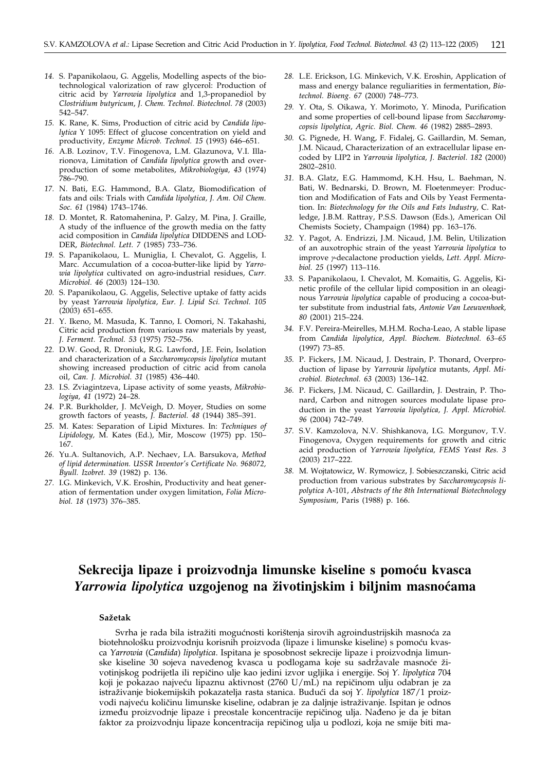14. S. Papanikolaou, G. Aggelis, Modelling aspects of the biotechnological valorization of raw glycerol: Production of citric acid by *Yarrowia lipolytica* and 1,3-propanediol by *Clostridium butyricum*, *J. Chem. Technol. Biotechnol. 78* (2003) 542–547.
15. K. Rane, K. Sims, Production of citric acid by *Candida lipolytica* Y 1095: Effect of glucose concentration on yield and productivity, *Enzyme Microb. Technol. 15* (1993) 646–651.
16. A.B. Lozinov, T.V. Finogenova, L.M. Glazunova, V.I. Illarionova, Limitation of *Candida lipolytica* growth and overproduction of some metabolites, *Mikrobiologiya, 43* (1974) 786–790.
17. N. Bati, E.G. Hammond, B.A. Glatz, Biomodification of fats and oils: Trials with *Candida lipolytica*, *J. Am. Oil Chem. Soc. 61* (1984) 1743–1746.
18. D. Montet, R. Ratomahenina, P. Galzy, M. Pina, J. Graille, A study of the influence of the growth media on the fatty acid composition in *Candida lipolytica* DIDDENS and LODDER, *Biotechnol. Lett. 7* (1985) 733–736.
19. S. Papanikolaou, L. Muniglia, I. Chevalot, G. Aggelis, I. Marc. Accumulation of a cocoa-butter-like lipid by *Yarrowia lipolytica* cultivated on agro-industrial residues, *Curr. Microbiol. 46* (2003) 124–130.
20. S. Papanikolaou, G. Aggelis, Selective uptake of fatty acids by yeast *Yarrowia lipolytica*, *Eur. J. Lipid Sci. Technol. 105* (2003) 651–655.
21. Y. Ikeno, M. Masuda, K. Tanno, I. Oomori, N. Takahashi, Citric acid production from various raw materials by yeast, *J. Ferment. Technol. 53* (1975) 752–756.
22. D.W. Good, R. Droniuk, R.G. Lawford, J.E. Fein, Isolation and characterization of a *Saccharomycopsis lipolytica* mutant showing increased production of citric acid from canola oil, *Can. J. Microbiol. 31* (1985) 436–440.
23. I.S. Zviagintzeva, Lipase activity of some yeasts, *Mikrobiologiya, 41* (1972) 24–28.
24. P.R. Burkholder, J. McVeigh, D. Moyer, Studies on some growth factors of yeasts, *J. Bacteriol. 48* (1944) 385–391.
25. M. Kates: Separation of Lipid Mixtures. In: *Techniques of Lipidology*, M. Kates (Ed.), Mir, Moscow (1975) pp. 150–167.
26. Yu.A. Sultanovich, A.P. Nechaev, I.A. Barsukova, *Method of lipid determination. USSR Inventor's Certificate No. 968072, Byull. Izobret. 39* (1982) p. 136.
27. I.G. Minkevich, V.K. Eroshin, Productivity and heat generation of fermentation under oxygen limitation, *Folia Microbiol. 18* (1973) 376–385.
28. L.E. Erickson, I.G. Minkevich, V.K. Eroshin, Application of mass and energy balance reguliarities in fermentation, *Biotechnol. Bioeng. 67* (2000) 748–773.
29. Y. Ota, S. Oikawa, Y. Morimoto, Y. Minoda, Purification and some properties of cell-bound lipase from *Saccharomycopsis lipolytica*, *Agric. Biol. Chem. 46* (1982) 2885–2893.
30. G. Pignede, H. Wang, F. Fidalej, G. Gaillardin, M. Seman, J.M. Nicaud, Characterization of an extracellular lipase encoded by LIP2 in *Yarrowia lipolytica*, *J. Bacteriol. 182* (2000) 2802–2810.
31. B.A. Glatz, E.G. Hammomd, K.H. Hsu, L. Baehman, N. Bati, W. Bednarski, D. Brown, M. Floetenmeyer: Production and Modification of Fats and Oils by Yeast Fermentation. In: *Biotechnology for the Oils and Fats Industry*, C. Ratledge, J.B.M. Rattray, P.S.S. Dawson (Eds.), American Oil Chemists Society, Champaign (1984) pp. 163–176.
32. Y. Pagot, A. Endrizzi, J.M. Nicaud, J.M. Belin, Utilization of an auxotrophic strain of the yeast *Yarrowia lipolytica* to improve γ-decalactone production yields, *Lett. Appl. Microbiol. 25* (1997) 113–116.
33. S. Papanikolaou, I. Chevalot, M. Komaitis, G. Aggelis, Kinetic profile of the cellular lipid composition in an oleaginous *Yarrowia lipolytica* capable of producing a cocoa-butter substitute from industrial fats, *Antonie Van Leeuwenhoek, 80* (2001) 215–224.
34. F.V. Pereira-Meirelles, M.H.M. Rocha-Leao, A stable lipase from *Candida lipolytica*, *Appl. Biochem. Biotechnol. 63–65* (1997) 73–85.
35. P. Fickers, J.M. Nicaud, J. Destrain, P. Thonard, Overproduction of lipase by *Yarrowia lipolytica* mutants, *Appl. Microbiol. Biotechnol. 63* (2003) 136–142.
36. P. Fickers, J.M. Nicaud, C. Gaillardin, J. Destrain, P. Thonard, Carbon and nitrogen sources modulate lipase production in the yeast *Yarrowia lipolytica*, *J. Appl. Microbiol. 96* (2004) 742–749.
37. S.V. Kamzolova, N.V. Shishkanova, I.G. Morgunov, T.V. Finogenova, Oxygen requirements for growth and citric acid production of *Yarrowia lipolytica*, *FEMS Yeast Res. 3* (2003) 217–222.
38. M. Wojtatowicz, W. Rymowicz, J. Sobieszczanski, Citric acid production from various substrates by *Saccharomycopsis lipolytica* A-101, *Abstracts of the 8th International Biotechnology Symposium*, Paris (1988) p. 166.

# Sekrecija lipaze i proizvodnja limunske kiseline s pomoću kvasca *Yarrowia lipolytica* uzgojenog na životinjskim i biljnim masnoćama

### Sažetak

Svrha je rada bila istražiti mogućnosti korištenja sirovih agroindustrijskih masnoća za biotehnološku proizvodnju korisnih proizvoda (lipaze i limunske kiseline) s pomoću kvasca *Yarrowia* (*Candida*) *lipolytica*. Ispitana je sposobnost sekrecije lipaze i proizvodnja limunske kiseline 30 sojeva navedenog kvasca u podlogama koje su sadržavale masnoće životinjskog podrijetla ili repičino ulje kao jedini izvor ugljika i energije. Soj *Y. lipolytica* 704 koji je pokazao najveću lipaznu aktivnost (2760 U/mL) na repičinom ulju odabran je za istraživanje biokemijskih pokazatelja rasta stanica. Budući da soj *Y. lipolytica* 187/1 proizvodi najveću količinu limunske kiseline, odabran je za daljnje istraživanje. Ispitan je odnos između proizvodnje lipaze i preostale koncentracije repičinog ulja. Nađeno je da je bitan faktor za proizvodnju lipaze koncentracija repičinog ulja u podlozi, koja ne smije biti ma-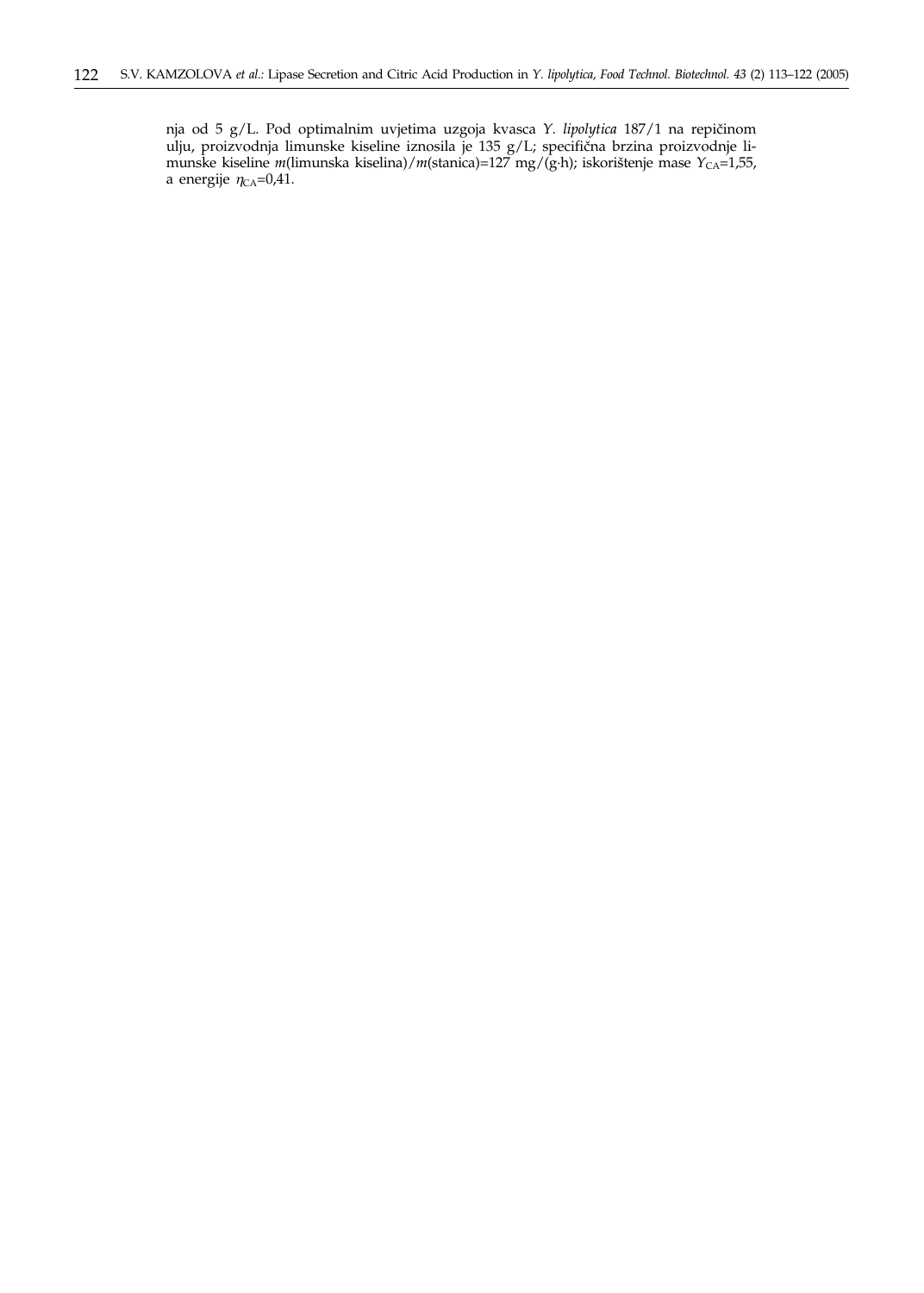nja od 5 g/L. Pod optimalnim uvjetima uzgoja kvasca *Y. lipolytica* 187/1 na repičinom ulju, proizvodnja limunske kiseline iznosila je 135 g/L; specifična brzina proizvodnje limunske kiseline $m$(limunska kiselina)/$m$(stanica)=127 mg/(g·h); iskorištenje mase $Y_{CA}$=1,55, a energije $\eta_{CA}$=0,41.